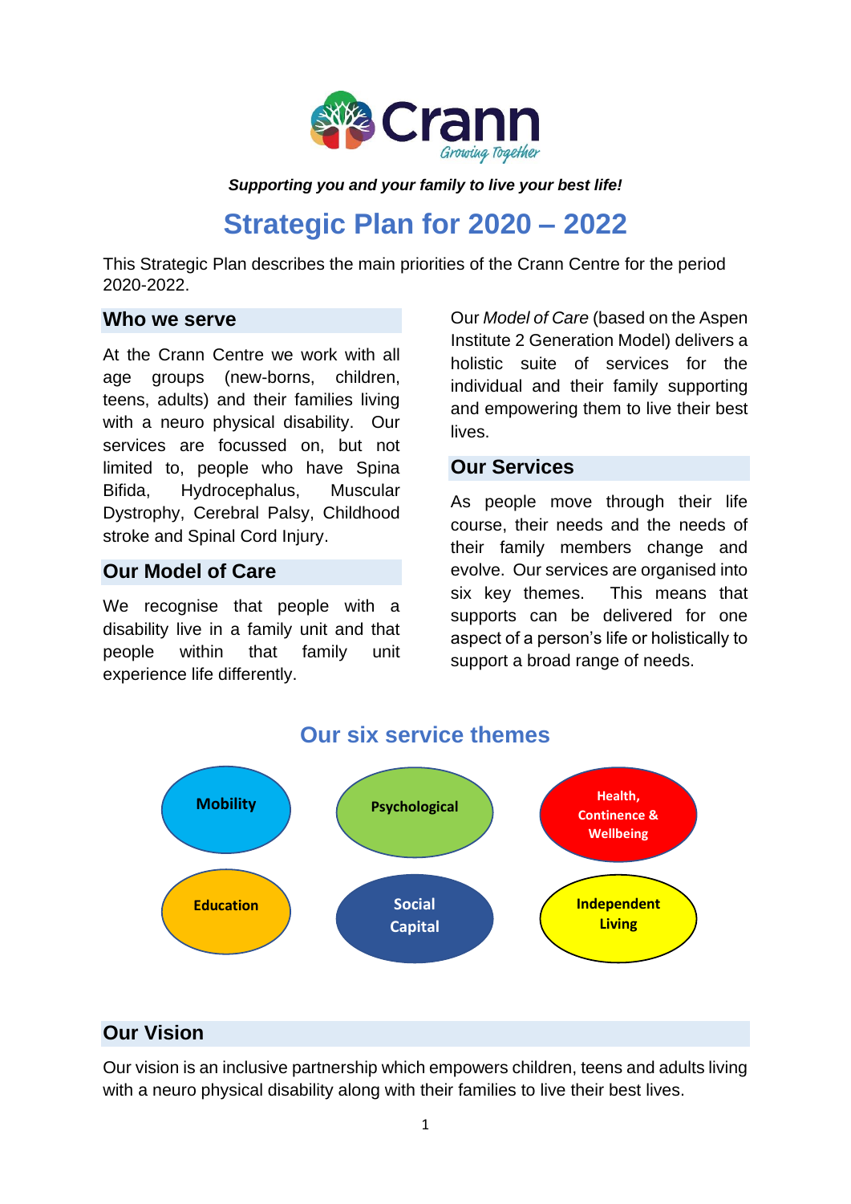Crann
*Growing Together*

***Supporting you and your family to live your best life!***

# Strategic Plan for 2020 – 2022

This Strategic Plan describes the main priorities of the Crann Centre for the period 2020-2022.

## Who we serve

At the Crann Centre we work with all age groups (new-borns, children, teens, adults) and their families living with a neuro physical disability. Our services are focussed on, but not limited to, people who have Spina Bifida, Hydrocephalus, Muscular Dystrophy, Cerebral Palsy, Childhood stroke and Spinal Cord Injury.

## Our Model of Care

We recognise that people with a disability live in a family unit and that people within that family unit experience life differently.

Our *Model of Care* (based on the Aspen Institute 2 Generation Model) delivers a holistic suite of services for the individual and their family supporting and empowering them to live their best lives.

## Our Services

As people move through their life course, their needs and the needs of their family members change and evolve. Our services are organised into six key themes. This means that supports can be delivered for one aspect of a person's life or holistically to support a broad range of needs.

## Our six service themes

- **Mobility**
- **Psychological**
- **Health, Continence & Wellbeing**
- **Education**
- **Social Capital**
- **Independent Living**

## Our Vision

Our vision is an inclusive partnership which empowers children, teens and adults living with a neuro physical disability along with their families to live their best lives.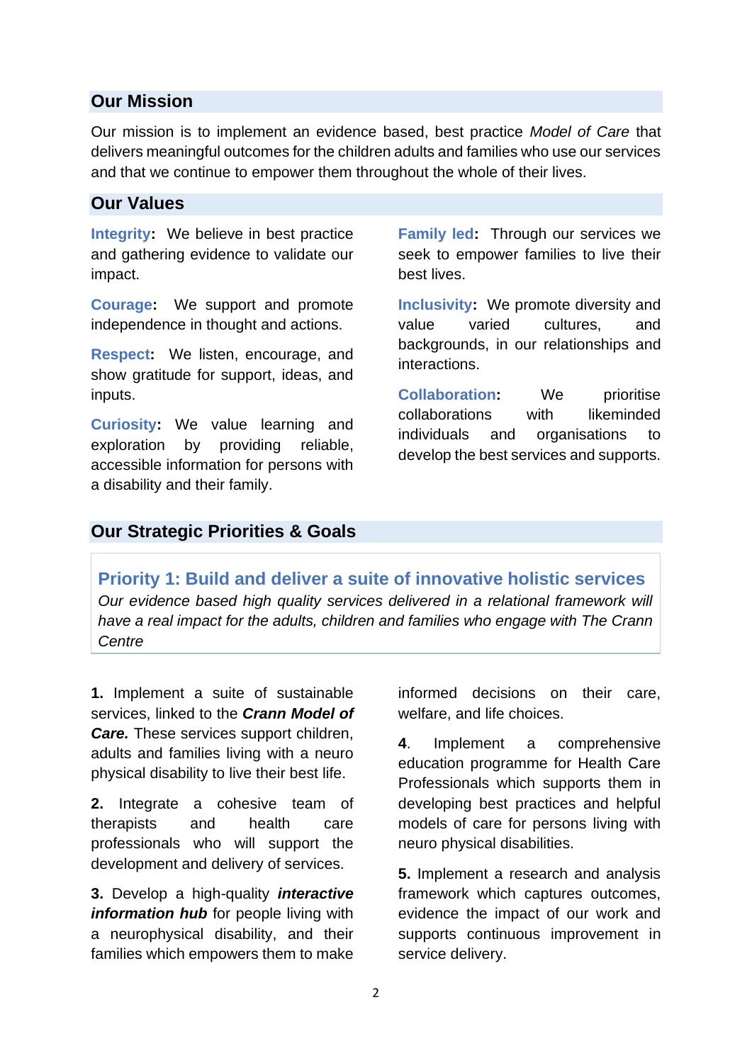## Our Mission

Our mission is to implement an evidence based, best practice *Model of Care* that delivers meaningful outcomes for the children adults and families who use our services and that we continue to empower them throughout the whole of their lives.

## Our Values

**Integrity:** We believe in best practice and gathering evidence to validate our impact.

**Courage:** We support and promote independence in thought and actions.

**Respect:** We listen, encourage, and show gratitude for support, ideas, and inputs.

**Curiosity:** We value learning and exploration by providing reliable, accessible information for persons with a disability and their family.

**Family led:** Through our services we seek to empower families to live their best lives.

**Inclusivity:** We promote diversity and value varied cultures, and backgrounds, in our relationships and interactions.

**Collaboration:** We prioritise collaborations with likeminded individuals and organisations to develop the best services and supports.

## Our Strategic Priorities & Goals

### Priority 1: Build and deliver a suite of innovative holistic services

*Our evidence based high quality services delivered in a relational framework will have a real impact for the adults, children and families who engage with The Crann Centre*

**1.** Implement a suite of sustainable services, linked to the ***Crann Model of Care.*** These services support children, adults and families living with a neuro physical disability to live their best life.

**2.** Integrate a cohesive team of therapists and health care professionals who will support the development and delivery of services.

**3.** Develop a high-quality ***interactive information hub*** for people living with a neurophysical disability, and their families which empowers them to make informed decisions on their care, welfare, and life choices.

**4**. Implement a comprehensive education programme for Health Care Professionals which supports them in developing best practices and helpful models of care for persons living with neuro physical disabilities.

**5.** Implement a research and analysis framework which captures outcomes, evidence the impact of our work and supports continuous improvement in service delivery.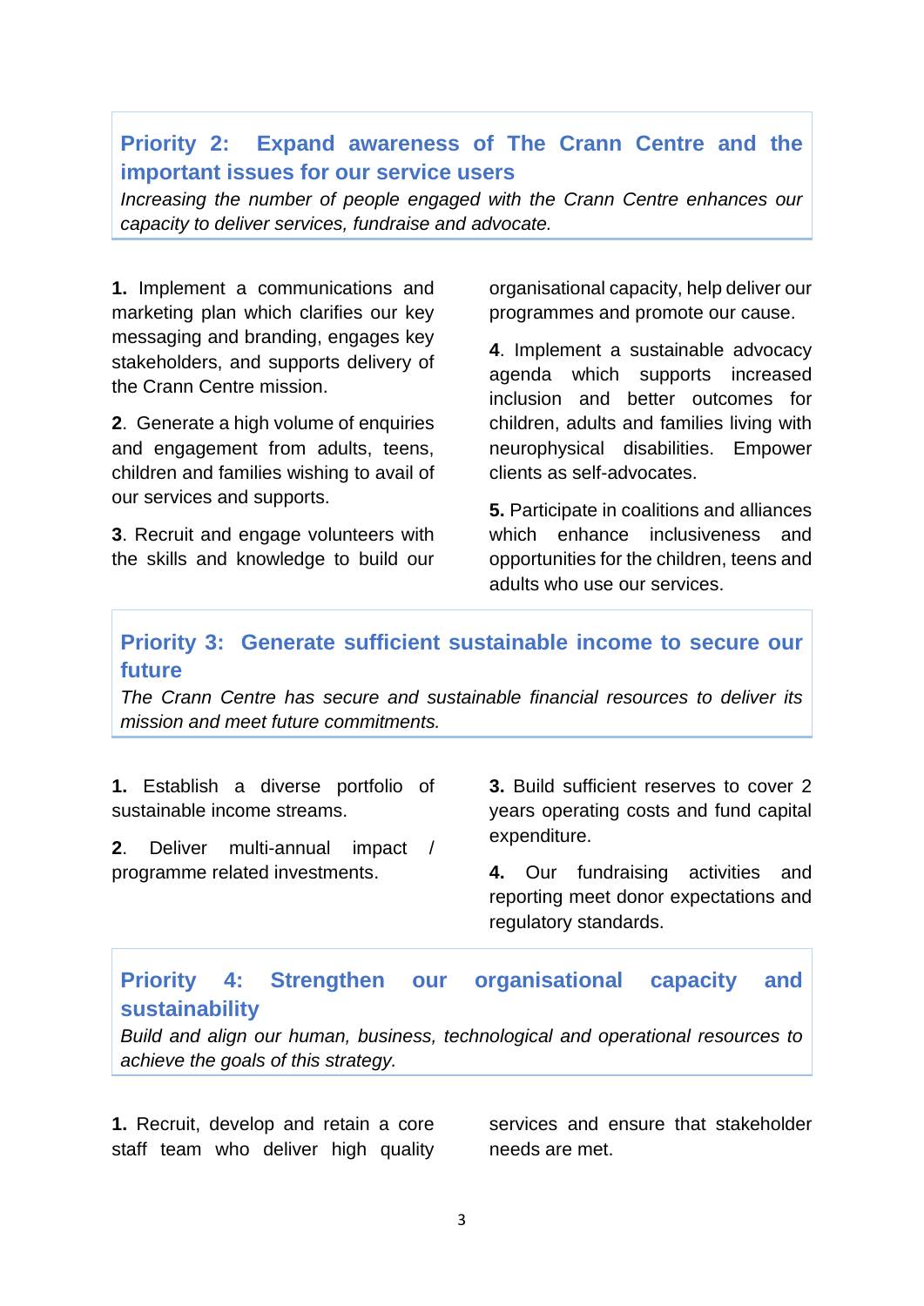## Priority 2: Expand awareness of The Crann Centre and the important issues for our service users

*Increasing the number of people engaged with the Crann Centre enhances our capacity to deliver services, fundraise and advocate.*

**1.** Implement a communications and marketing plan which clarifies our key messaging and branding, engages key stakeholders, and supports delivery of the Crann Centre mission.

**2**. Generate a high volume of enquiries and engagement from adults, teens, children and families wishing to avail of our services and supports.

**3**. Recruit and engage volunteers with the skills and knowledge to build our organisational capacity, help deliver our programmes and promote our cause.

**4**. Implement a sustainable advocacy agenda which supports increased inclusion and better outcomes for children, adults and families living with neurophysical disabilities. Empower clients as self-advocates.

**5.** Participate in coalitions and alliances which enhance inclusiveness and opportunities for the children, teens and adults who use our services.

## Priority 3: Generate sufficient sustainable income to secure our future

*The Crann Centre has secure and sustainable financial resources to deliver its mission and meet future commitments.*

**1.** Establish a diverse portfolio of sustainable income streams.

**2**. Deliver multi-annual impact / programme related investments.

**3.** Build sufficient reserves to cover 2 years operating costs and fund capital expenditure.

**4.** Our fundraising activities and reporting meet donor expectations and regulatory standards.

## Priority 4: Strengthen our organisational capacity and sustainability

*Build and align our human, business, technological and operational resources to achieve the goals of this strategy.*

**1.** Recruit, develop and retain a core staff team who deliver high quality services and ensure that stakeholder needs are met.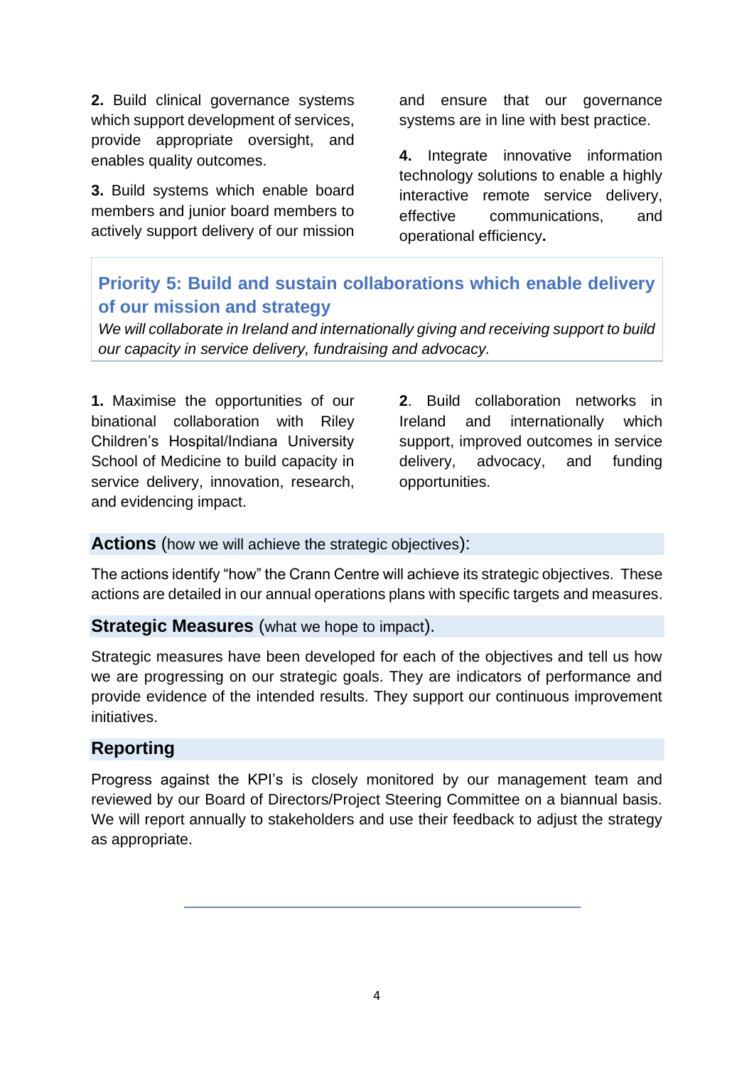**2.** Build clinical governance systems which support development of services, provide appropriate oversight, and enables quality outcomes.

**3.** Build systems which enable board members and junior board members to actively support delivery of our mission and ensure that our governance systems are in line with best practice.

**4.** Integrate innovative information technology solutions to enable a highly interactive remote service delivery, effective communications, and operational efficiency**.**

## Priority 5: Build and sustain collaborations which enable delivery of our mission and strategy

*We will collaborate in Ireland and internationally giving and receiving support to build our capacity in service delivery, fundraising and advocacy.*

**1.** Maximise the opportunities of our binational collaboration with Riley Children's Hospital/Indiana University School of Medicine to build capacity in service delivery, innovation, research, and evidencing impact.

**2**. Build collaboration networks in Ireland and internationally which support, improved outcomes in service delivery, advocacy, and funding opportunities.

### **Actions** (how we will achieve the strategic objectives):

The actions identify "how" the Crann Centre will achieve its strategic objectives. These actions are detailed in our annual operations plans with specific targets and measures.

### **Strategic Measures** (what we hope to impact).

Strategic measures have been developed for each of the objectives and tell us how we are progressing on our strategic goals. They are indicators of performance and provide evidence of the intended results. They support our continuous improvement initiatives.

### Reporting

Progress against the KPI's is closely monitored by our management team and reviewed by our Board of Directors/Project Steering Committee on a biannual basis. We will report annually to stakeholders and use their feedback to adjust the strategy as appropriate.